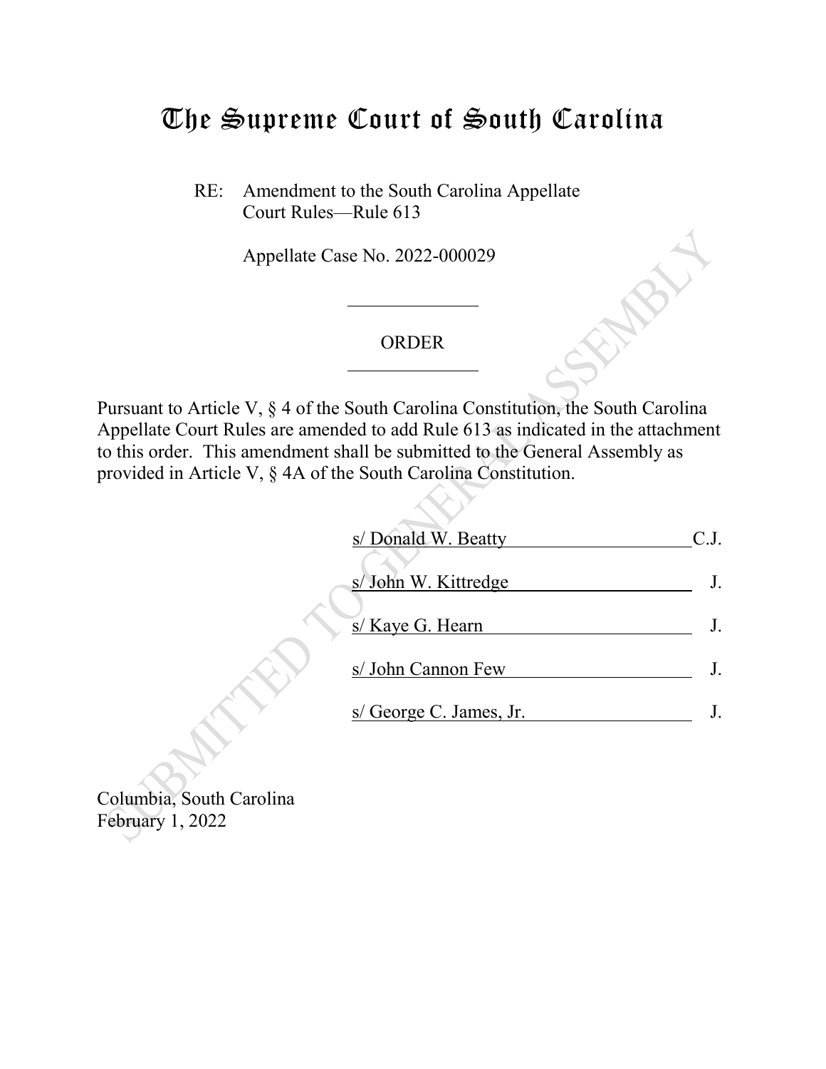# The Supreme Court of South Carolina

RE: Amendment to the South Carolina Appellate Court Rules—Rule 613

Appellate Case No. 2022-000029

---

ORDER

---

Pursuant to Article V, § 4 of the South Carolina Constitution, the South Carolina Appellate Court Rules are amended to add Rule 613 as indicated in the attachment to this order. This amendment shall be submitted to the General Assembly as provided in Article V, § 4A of the South Carolina Constitution.

s/ Donald W. Beatty C.J.

s/ John W. Kittredge J.

s/ Kaye G. Hearn J.

s/ John Cannon Few J.

s/ George C. James, Jr. J.

Columbia, South Carolina
February 1, 2022

SUBMITTED TO GENERAL ASSEMBLY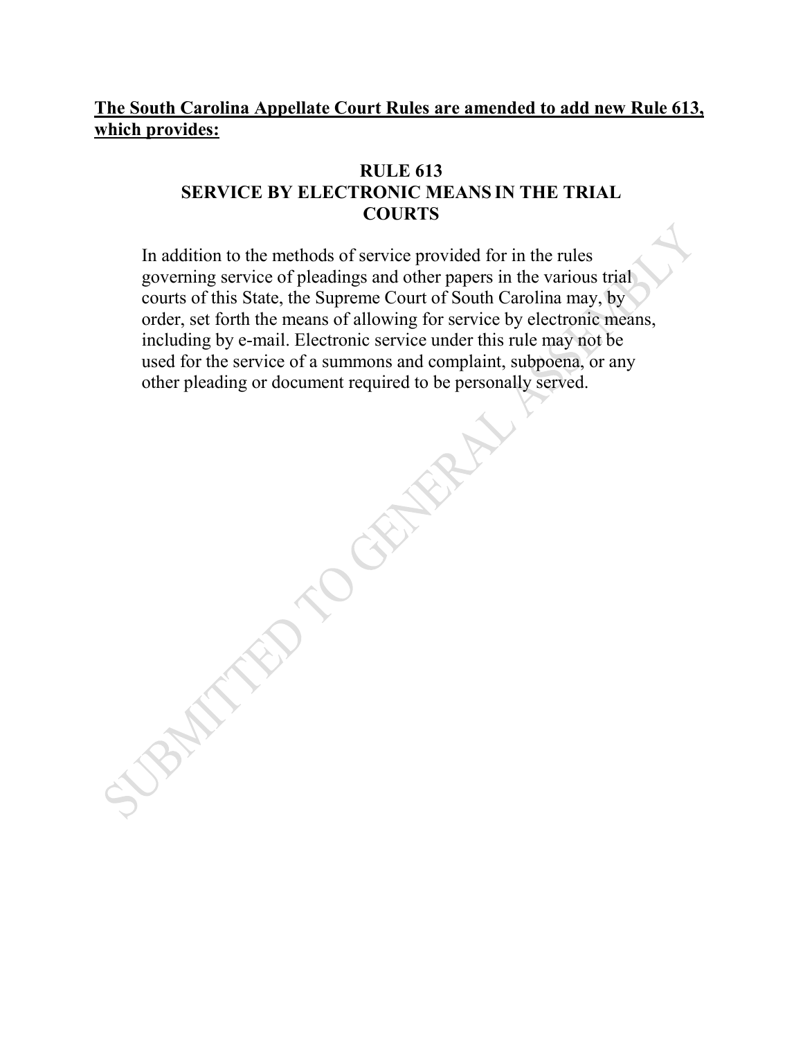**<u>The South Carolina Appellate Court Rules are amended to add new Rule 613, which provides:</u>**

## RULE 613
## SERVICE BY ELECTRONIC MEANS IN THE TRIAL COURTS

In addition to the methods of service provided for in the rules governing service of pleadings and other papers in the various trial courts of this State, the Supreme Court of South Carolina may, by order, set forth the means of allowing for service by electronic means, including by e-mail. Electronic service under this rule may not be used for the service of a summons and complaint, subpoena, or any other pleading or document required to be personally served.